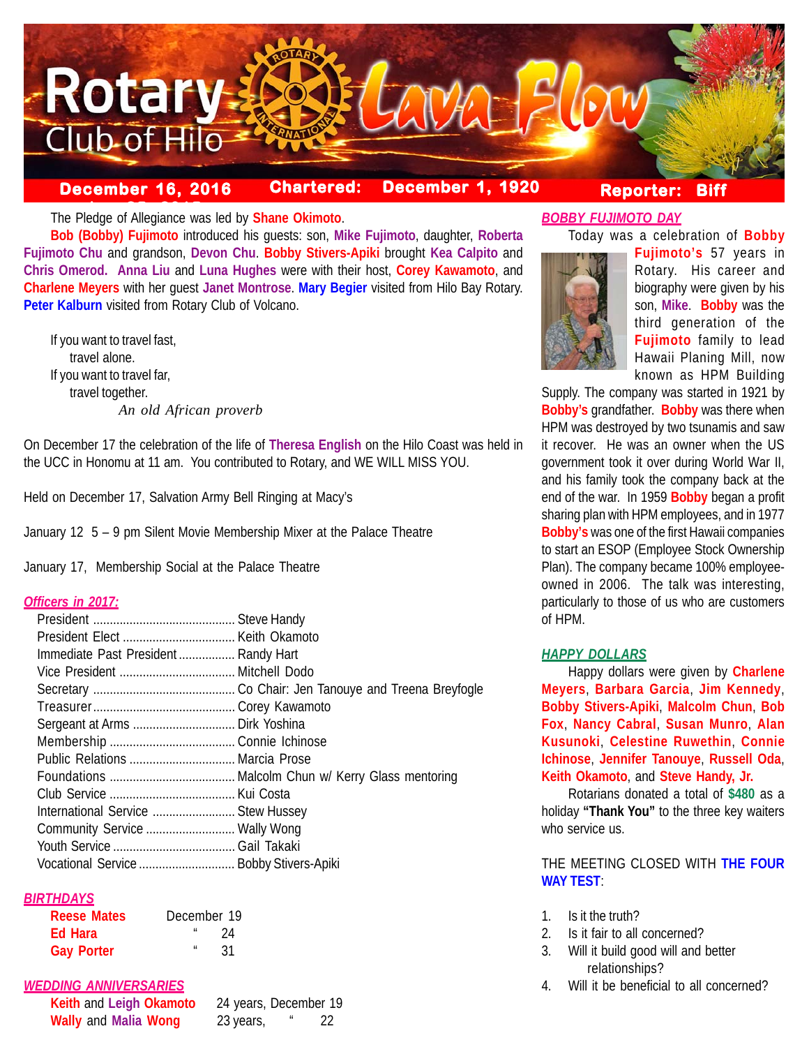# Rotary Club of Hilo — Lava Flow

**December 16, 2016** | **Chartered: December 1, 1920** | **Reporter: Biff**

The Pledge of Allegiance was led by **Shane Okimoto**.

**Bob (Bobby) Fujimoto** introduced his guests: son, **Mike Fujimoto**, daughter, **Roberta Fujimoto Chu** and grandson, **Devon Chu**. **Bobby Stivers-Apiki** brought **Kea Calpito** and **Chris Omerod. Anna Liu** and **Luna Hughes** were with their host, **Corey Kawamoto**, and **Charlene Meyers** with her guest **Janet Montrose**. **Mary Begier** visited from Hilo Bay Rotary. **Peter Kalburn** visited from Rotary Club of Volcano.

If you want to travel fast,
travel alone.
If you want to travel far,
travel together.
*An old African proverb*

On December 17 the celebration of the life of **Theresa English** on the Hilo Coast was held in the UCC in Honomu at 11 am. You contributed to Rotary, and WE WILL MISS YOU.

Held on December 17, Salvation Army Bell Ringing at Macy's

January 12 5 – 9 pm Silent Movie Membership Mixer at the Palace Theatre

January 17, Membership Social at the Palace Theatre

## *Officers in 2017:*

| Office | Name |
|---|---|
| President | Steve Handy |
| President Elect | Keith Okamoto |
| Immediate Past President | Randy Hart |
| Vice President | Mitchell Dodo |
| Secretary | Co Chair: Jen Tanouye and Treena Breyfogle |
| Treasurer | Corey Kawamoto |
| Sergeant at Arms | Dirk Yoshina |
| Membership | Connie Ichinose |
| Public Relations | Marcia Prose |
| Foundations | Malcolm Chun w/ Kerry Glass mentoring |
| Club Service | Kui Costa |
| International Service | Stew Hussey |
| Community Service | Wally Wong |
| Youth Service | Gail Takaki |
| Vocational Service | Bobby Stivers-Apiki |

## *BIRTHDAYS*

| Name | Date |
|---|---|
| **Reese Mates** | December 19 |
| **Ed Hara** | " 24 |
| **Gay Porter** | " 31 |

## *WEDDING ANNIVERSARIES*

| Names | Anniversary |
|---|---|
| **Keith** and **Leigh Okamoto** | 24 years, December 19 |
| **Wally** and **Malia Wong** | 23 years, " 22 |

## *BOBBY FUJIMOTO DAY*

Today was a celebration of **Bobby Fujimoto's** 57 years in Rotary. His career and biography were given by his son, **Mike**. **Bobby** was the third generation of the **Fujimoto** family to lead Hawaii Planing Mill, now known as HPM Building Supply. The company was started in 1921 by **Bobby's** grandfather. **Bobby** was there when HPM was destroyed by two tsunamis and saw it recover. He was an owner when the US government took it over during World War II, and his family took the company back at the end of the war. In 1959 **Bobby** began a profit sharing plan with HPM employees, and in 1977 **Bobby's** was one of the first Hawaii companies to start an ESOP (Employee Stock Ownership Plan). The company became 100% employee-owned in 2006. The talk was interesting, particularly to those of us who are customers of HPM.

## *HAPPY DOLLARS*

Happy dollars were given by **Charlene Meyers**, **Barbara Garcia**, **Jim Kennedy**, **Bobby Stivers-Apiki**, **Malcolm Chun**, **Bob Fox**, **Nancy Cabral**, **Susan Munro**, **Alan Kusunoki**, **Celestine Ruwethin**, **Connie Ichinose**, **Jennifer Tanouye**, **Russell Oda**, **Keith Okamoto**, and **Steve Handy, Jr.**

Rotarians donated a total of **$480** as a holiday **"Thank You"** to the three key waiters who service us.

THE MEETING CLOSED WITH **THE FOUR WAY TEST**:

1. Is it the truth?
2. Is it fair to all concerned?
3. Will it build good will and better relationships?
4. Will it be beneficial to all concerned?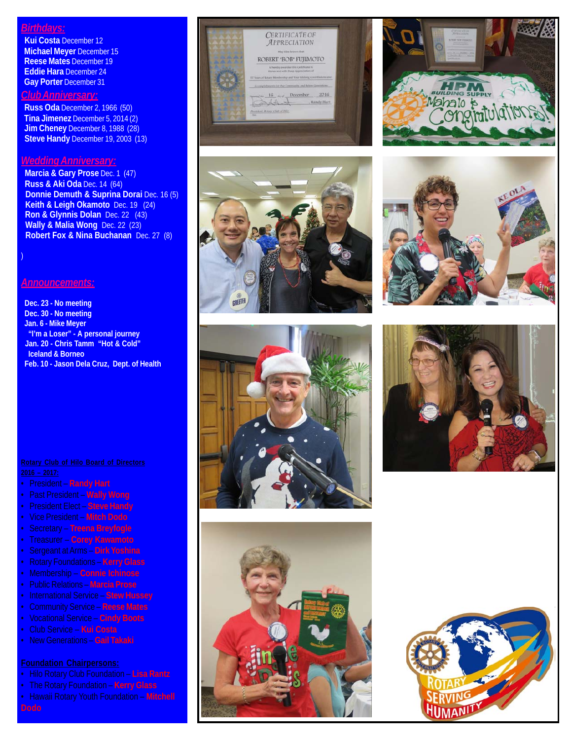## *Birthdays:*

**Kui Costa** December 12
**Michael Meyer** December 15
**Reese Mates** December 19
**Eddie Hara** December 24
**Gay Porter** December 31

## *Club Anniversary:*

**Russ Oda** December 2, 1966 (50)
**Tina Jimenez** December 5, 2014 (2)
**Jim Cheney** December 8, 1988 (28)
**Steve Handy** December 19, 2003 (13)

## *Wedding Anniversary:*

**Marcia & Gary Prose** Dec. 1 (47)
**Russ & Aki Oda** Dec. 14 (64)
**Donnie Demuth & Suprina Dorai** Dec. 16 (5)
**Keith & Leigh Okamoto** Dec. 19 (24)
**Ron & Glynnis Dolan** Dec. 22 (43)
**Wally & Malia Wong** Dec. 22 (23)
**Robert Fox & Nina Buchanan** Dec. 27 (8)

)

## *Announcements:*

**Dec. 23 - No meeting**
**Dec. 30 - No meeting**
**Jan. 6 - Mike Meyer**
**"I'm a Loser" - A personal journey**
**Jan. 20 - Chris Tamm "Hot & Cold" Iceland & Borneo**
**Feb. 10 - Jason Dela Cruz, Dept. of Health**

**Rotary Club of Hilo Board of Directors 2016 – 2017:**

- President – **Randy Hart**
- Past President – **Wally Wong**
- President Elect – **Steve Handy**
- Vice President – **Mitch Dodo**
- Secretary – **Treena Breyfogle**
- Treasurer – **Corey Kawamoto**
- Sergeant at Arms – **Dirk Yoshina**
- Rotary Foundations – **Kerry Glass**
- Membership – **Connie Ichinose**
- Public Relations – **Marcia Prose**
- International Service – **Stew Hussey**
- Community Service – **Reese Mates**
- Vocational Service – **Cindy Boots**
- Club Service – **Kui Costa**
- New Generations – **Gail Takaki**

**Foundation Chairpersons:**

- Hilo Rotary Club Foundation – **Lisa Rantz**
- The Rotary Foundation – **Kerry Glass**
- Hawaii Rotary Youth Foundation – **Mitchell Dodo**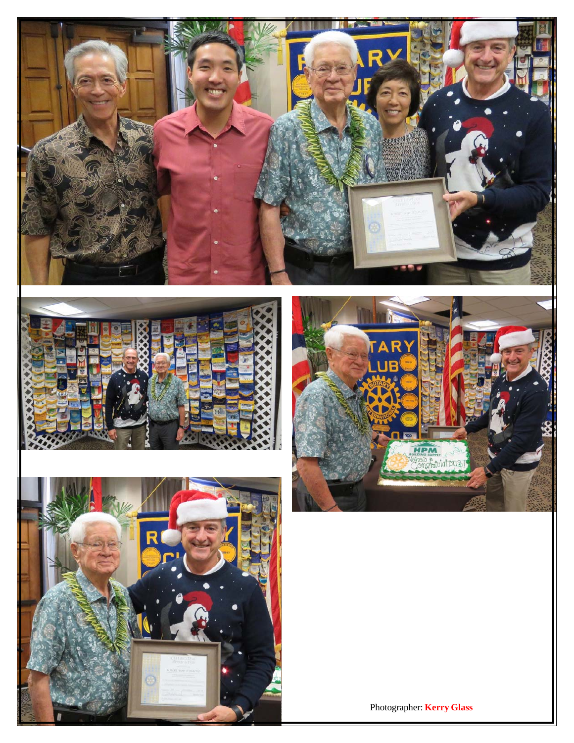Photographer: **Kerry Glass**